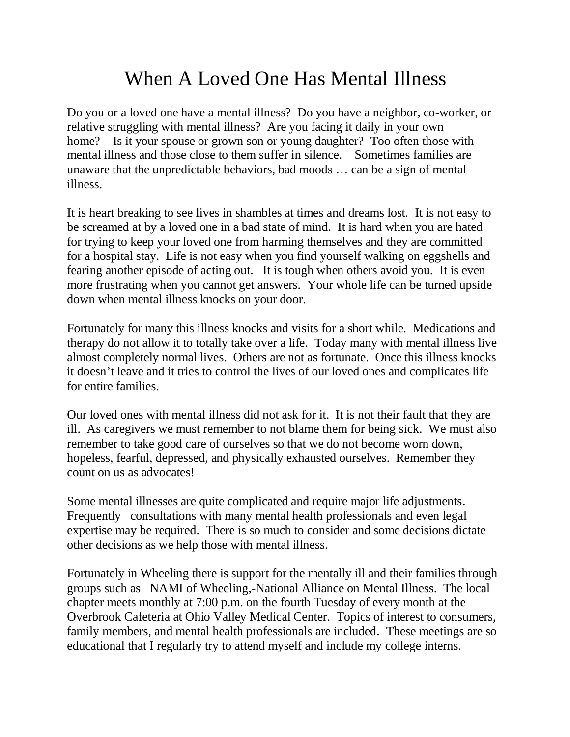# When A Loved One Has Mental Illness

Do you or a loved one have a mental illness? Do you have a neighbor, co-worker, or relative struggling with mental illness? Are you facing it daily in your own home? Is it your spouse or grown son or young daughter? Too often those with mental illness and those close to them suffer in silence. Sometimes families are unaware that the unpredictable behaviors, bad moods … can be a sign of mental illness.

It is heart breaking to see lives in shambles at times and dreams lost. It is not easy to be screamed at by a loved one in a bad state of mind. It is hard when you are hated for trying to keep your loved one from harming themselves and they are committed for a hospital stay. Life is not easy when you find yourself walking on eggshells and fearing another episode of acting out. It is tough when others avoid you. It is even more frustrating when you cannot get answers. Your whole life can be turned upside down when mental illness knocks on your door.

Fortunately for many this illness knocks and visits for a short while. Medications and therapy do not allow it to totally take over a life. Today many with mental illness live almost completely normal lives. Others are not as fortunate. Once this illness knocks it doesn't leave and it tries to control the lives of our loved ones and complicates life for entire families.

Our loved ones with mental illness did not ask for it. It is not their fault that they are ill. As caregivers we must remember to not blame them for being sick. We must also remember to take good care of ourselves so that we do not become worn down, hopeless, fearful, depressed, and physically exhausted ourselves. Remember they count on us as advocates!

Some mental illnesses are quite complicated and require major life adjustments. Frequently consultations with many mental health professionals and even legal expertise may be required. There is so much to consider and some decisions dictate other decisions as we help those with mental illness.

Fortunately in Wheeling there is support for the mentally ill and their families through groups such as NAMI of Wheeling,-National Alliance on Mental Illness. The local chapter meets monthly at 7:00 p.m. on the fourth Tuesday of every month at the Overbrook Cafeteria at Ohio Valley Medical Center. Topics of interest to consumers, family members, and mental health professionals are included. These meetings are so educational that I regularly try to attend myself and include my college interns.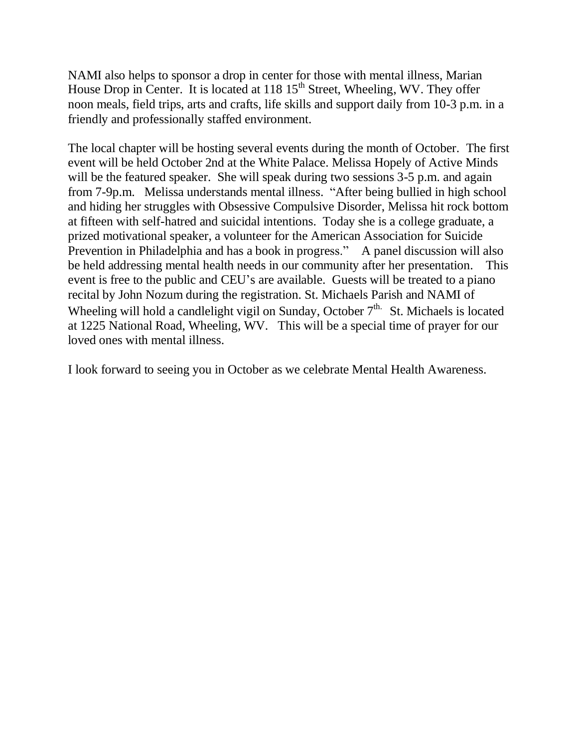NAMI also helps to sponsor a drop in center for those with mental illness, Marian House Drop in Center. It is located at 118 15th Street, Wheeling, WV. They offer noon meals, field trips, arts and crafts, life skills and support daily from 10-3 p.m. in a friendly and professionally staffed environment.

The local chapter will be hosting several events during the month of October. The first event will be held October 2nd at the White Palace. Melissa Hopely of Active Minds will be the featured speaker. She will speak during two sessions 3-5 p.m. and again from 7-9p.m. Melissa understands mental illness. "After being bullied in high school and hiding her struggles with Obsessive Compulsive Disorder, Melissa hit rock bottom at fifteen with self-hatred and suicidal intentions. Today she is a college graduate, a prized motivational speaker, a volunteer for the American Association for Suicide Prevention in Philadelphia and has a book in progress." A panel discussion will also be held addressing mental health needs in our community after her presentation. This event is free to the public and CEU's are available. Guests will be treated to a piano recital by John Nozum during the registration. St. Michaels Parish and NAMI of Wheeling will hold a candlelight vigil on Sunday, October 7th. St. Michaels is located at 1225 National Road, Wheeling, WV. This will be a special time of prayer for our loved ones with mental illness.

I look forward to seeing you in October as we celebrate Mental Health Awareness.